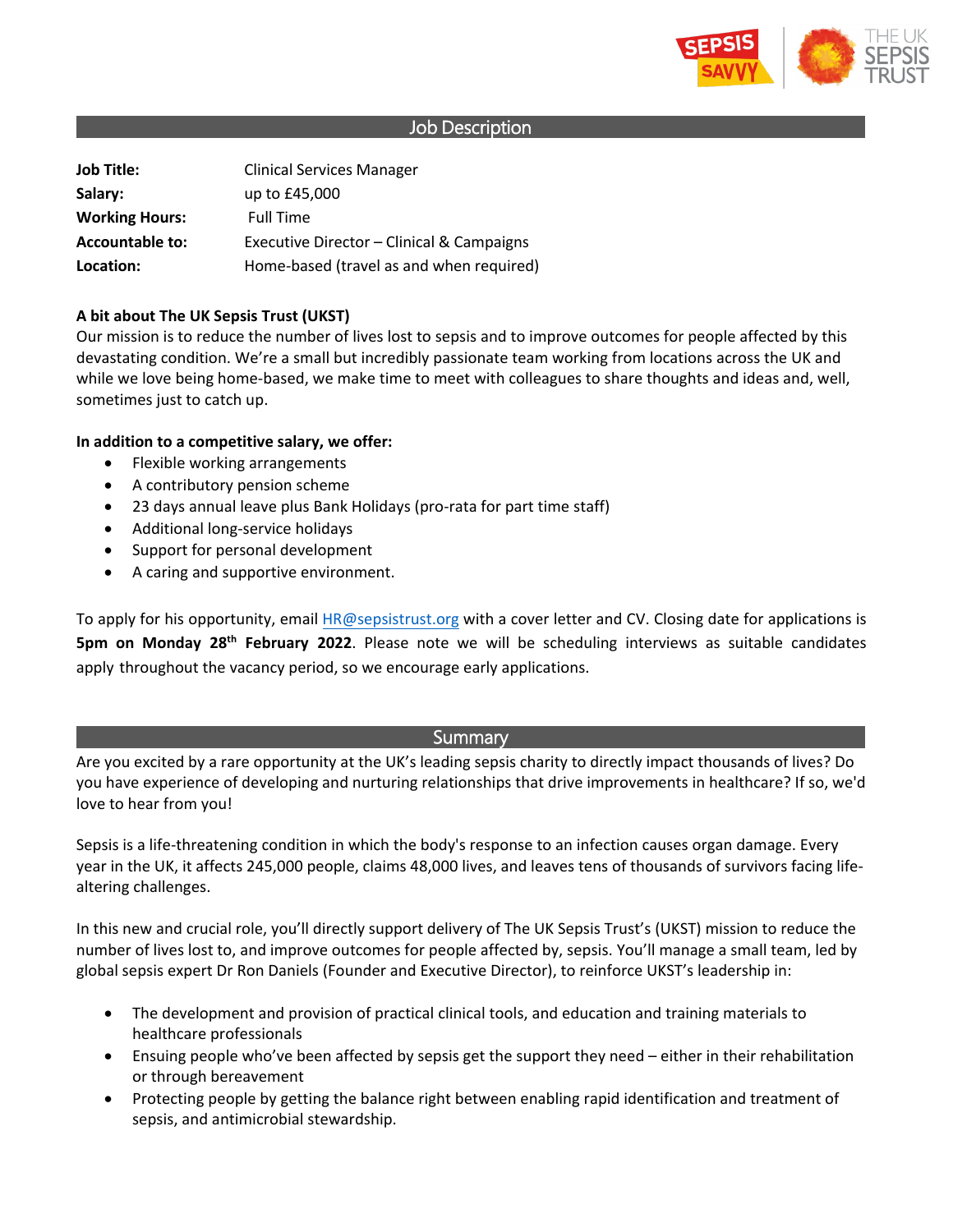## Job Description

| | |
|---|---|
| **Job Title:** | Clinical Services Manager |
| **Salary:** | up to £45,000 |
| **Working Hours:** | Full Time |
| **Accountable to:** | Executive Director – Clinical & Campaigns |
| **Location:** | Home-based (travel as and when required) |

**A bit about The UK Sepsis Trust (UKST)**

Our mission is to reduce the number of lives lost to sepsis and to improve outcomes for people affected by this devastating condition. We're a small but incredibly passionate team working from locations across the UK and while we love being home-based, we make time to meet with colleagues to share thoughts and ideas and, well, sometimes just to catch up.

**In addition to a competitive salary, we offer:**

- Flexible working arrangements
- A contributory pension scheme
- 23 days annual leave plus Bank Holidays (pro-rata for part time staff)
- Additional long-service holidays
- Support for personal development
- A caring and supportive environment.

To apply for his opportunity, email HR@sepsistrust.org with a cover letter and CV. Closing date for applications is **5pm on Monday 28th February 2022**. Please note we will be scheduling interviews as suitable candidates apply throughout the vacancy period, so we encourage early applications.

## Summary

Are you excited by a rare opportunity at the UK's leading sepsis charity to directly impact thousands of lives? Do you have experience of developing and nurturing relationships that drive improvements in healthcare? If so, we'd love to hear from you!

Sepsis is a life-threatening condition in which the body's response to an infection causes organ damage. Every year in the UK, it affects 245,000 people, claims 48,000 lives, and leaves tens of thousands of survivors facing life-altering challenges.

In this new and crucial role, you'll directly support delivery of The UK Sepsis Trust's (UKST) mission to reduce the number of lives lost to, and improve outcomes for people affected by, sepsis. You'll manage a small team, led by global sepsis expert Dr Ron Daniels (Founder and Executive Director), to reinforce UKST's leadership in:

- The development and provision of practical clinical tools, and education and training materials to healthcare professionals
- Ensuing people who've been affected by sepsis get the support they need – either in their rehabilitation or through bereavement
- Protecting people by getting the balance right between enabling rapid identification and treatment of sepsis, and antimicrobial stewardship.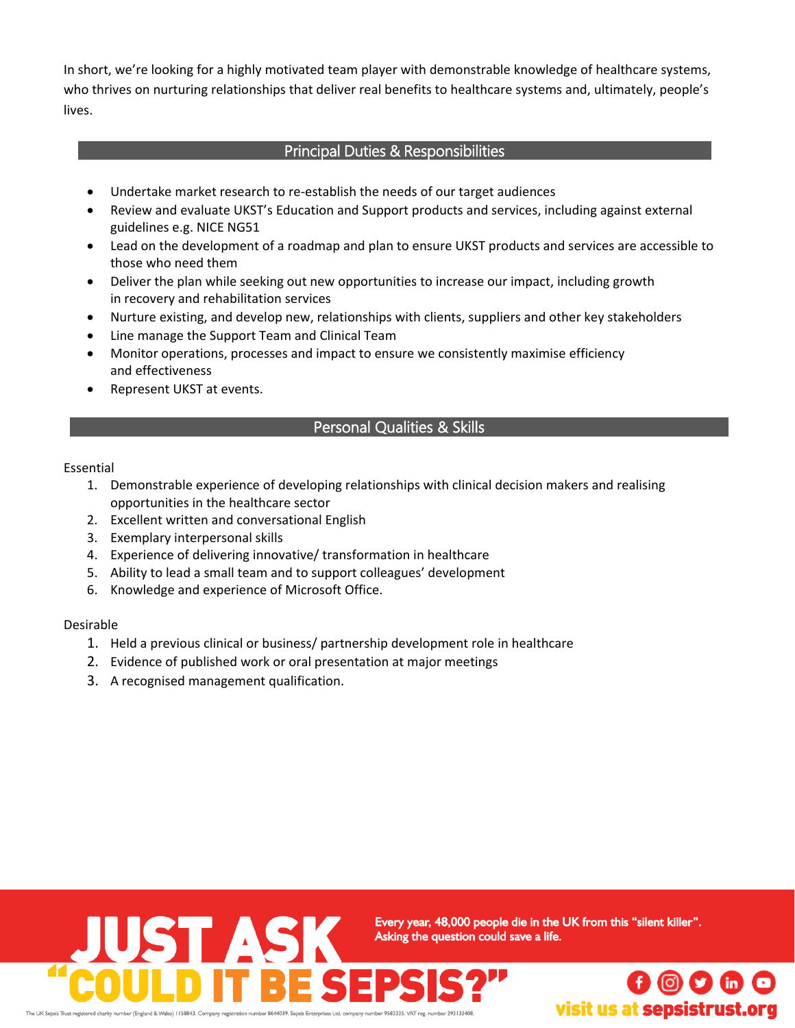In short, we're looking for a highly motivated team player with demonstrable knowledge of healthcare systems, who thrives on nurturing relationships that deliver real benefits to healthcare systems and, ultimately, people's lives.

## Principal Duties & Responsibilities

- Undertake market research to re-establish the needs of our target audiences
- Review and evaluate UKST's Education and Support products and services, including against external guidelines e.g. NICE NG51
- Lead on the development of a roadmap and plan to ensure UKST products and services are accessible to those who need them
- Deliver the plan while seeking out new opportunities to increase our impact, including growth in recovery and rehabilitation services
- Nurture existing, and develop new, relationships with clients, suppliers and other key stakeholders
- Line manage the Support Team and Clinical Team
- Monitor operations, processes and impact to ensure we consistently maximise efficiency and effectiveness
- Represent UKST at events.

## Personal Qualities & Skills

Essential

1. Demonstrable experience of developing relationships with clinical decision makers and realising opportunities in the healthcare sector
2. Excellent written and conversational English
3. Exemplary interpersonal skills
4. Experience of delivering innovative/ transformation in healthcare
5. Ability to lead a small team and to support colleagues' development
6. Knowledge and experience of Microsoft Office.

Desirable

1. Held a previous clinical or business/ partnership development role in healthcare
2. Evidence of published work or oral presentation at major meetings
3. A recognised management qualification.